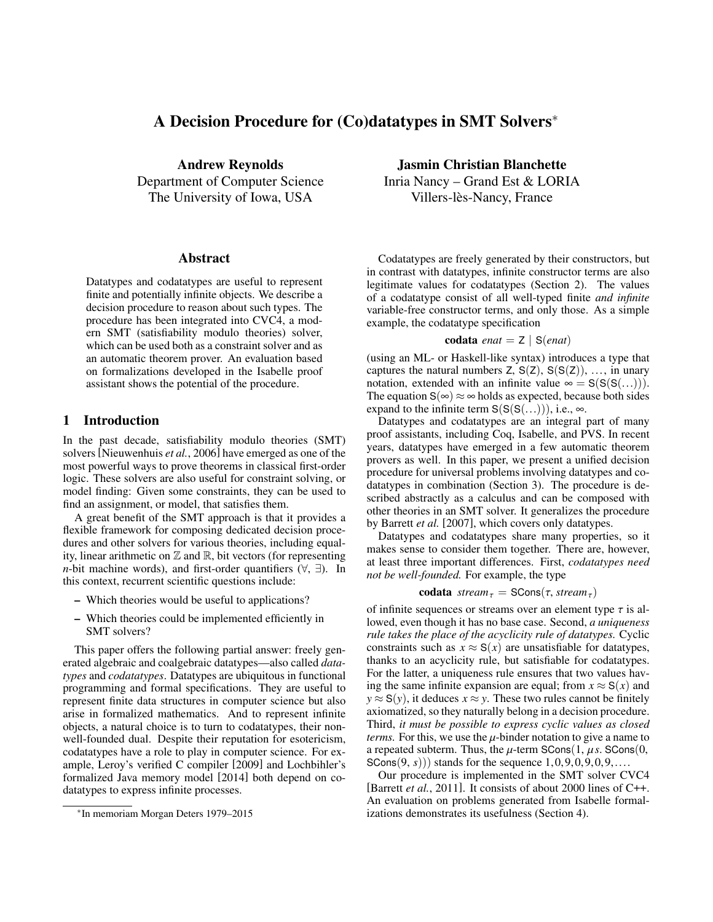# A Decision Procedure for (Co)datatypes in SMT Solvers*

**Andrew Reynolds**
Department of Computer Science
The University of Iowa, USA

**Jasmin Christian Blanchette**
Inria Nancy – Grand Est & LORIA
Villers-lès-Nancy, France

## Abstract

Datatypes and codatatypes are useful to represent finite and potentially infinite objects. We describe a decision procedure to reason about such types. The procedure has been integrated into CVC4, a modern SMT (satisfiability modulo theories) solver, which can be used both as a constraint solver and as an automatic theorem prover. An evaluation based on formalizations developed in the Isabelle proof assistant shows the potential of the procedure.

## 1 Introduction

In the past decade, satisfiability modulo theories (SMT) solvers [Nieuwenhuis *et al.*, 2006] have emerged as one of the most powerful ways to prove theorems in classical first-order logic. These solvers are also useful for constraint solving, or model finding: Given some constraints, they can be used to find an assignment, or model, that satisfies them.

A great benefit of the SMT approach is that it provides a flexible framework for composing dedicated decision procedures and other solvers for various theories, including equality, linear arithmetic on $\mathbb{Z}$ and $\mathbb{R}$, bit vectors (for representing $n$-bit machine words), and first-order quantifiers ($\forall$, $\exists$). In this context, recurrent scientific questions include:

- Which theories would be useful to applications?
- Which theories could be implemented efficiently in SMT solvers?

This paper offers the following partial answer: freely generated algebraic and coalgebraic datatypes—also called *datatypes* and *codatatypes*. Datatypes are ubiquitous in functional programming and formal specifications. They are useful to represent finite data structures in computer science but also arise in formalized mathematics. And to represent infinite objects, a natural choice is to turn to codatatypes, their non-well-founded dual. Despite their reputation for esotericism, codatatypes have a role to play in computer science. For example, Leroy's verified C compiler [2009] and Lochbihler's formalized Java memory model [2014] both depend on codatatypes to express infinite processes.

Codatatypes are freely generated by their constructors, but in contrast with datatypes, infinite constructor terms are also legitimate values for codatatypes (Section 2). The values of a codatatype consist of all well-typed finite *and infinite* variable-free constructor terms, and only those. As a simple example, the codatatype specification

$$\textbf{codata}\ \mathit{enat} = \mathsf{Z} \mid \mathsf{S}(\mathit{enat})$$

(using an ML- or Haskell-like syntax) introduces a type that captures the natural numbers $\mathsf{Z}$, $\mathsf{S}(\mathsf{Z})$, $\mathsf{S}(\mathsf{S}(\mathsf{Z}))$, ..., in unary notation, extended with an infinite value $\infty = \mathsf{S}(\mathsf{S}(\mathsf{S}(\ldots)))$. The equation $\mathsf{S}(\infty) \approx \infty$ holds as expected, because both sides expand to the infinite term $\mathsf{S}(\mathsf{S}(\mathsf{S}(\ldots)))$, i.e., $\infty$.

Datatypes and codatatypes are an integral part of many proof assistants, including Coq, Isabelle, and PVS. In recent years, datatypes have emerged in a few automatic theorem provers as well. In this paper, we present a unified decision procedure for universal problems involving datatypes and codatatypes in combination (Section 3). The procedure is described abstractly as a calculus and can be composed with other theories in an SMT solver. It generalizes the procedure by Barrett *et al.* [2007], which covers only datatypes.

Datatypes and codatatypes share many properties, so it makes sense to consider them together. There are, however, at least three important differences. First, *codatatypes need not be well-founded.* For example, the type

$$\textbf{codata}\ \mathit{stream}_\tau = \mathsf{SCons}(\tau, \mathit{stream}_\tau)$$

of infinite sequences or streams over an element type $\tau$ is allowed, even though it has no base case. Second, *a uniqueness rule takes the place of the acyclicity rule of datatypes.* Cyclic constraints such as $x \approx \mathsf{S}(x)$ are unsatisfiable for datatypes, thanks to an acyclicity rule, but satisfiable for codatatypes. For the latter, a uniqueness rule ensures that two values having the same infinite expansion are equal; from $x \approx \mathsf{S}(x)$ and $y \approx \mathsf{S}(y)$, it deduces $x \approx y$. These two rules cannot be finitely axiomatized, so they naturally belong in a decision procedure. Third, *it must be possible to express cyclic values as closed terms.* For this, we use the $\mu$-binder notation to give a name to a repeated subterm. Thus, the $\mu$-term $\mathsf{SCons}(1, \mu s.\ \mathsf{SCons}(0, \mathsf{SCons}(9, s)))$ stands for the sequence $1, 0, 9, 0, 9, 0, 9, \ldots$.

Our procedure is implemented in the SMT solver CVC4 [Barrett *et al.*, 2011]. It consists of about 2000 lines of C++. An evaluation on problems generated from Isabelle formalizations demonstrates its usefulness (Section 4).

*In memoriam Morgan Deters 1979–2015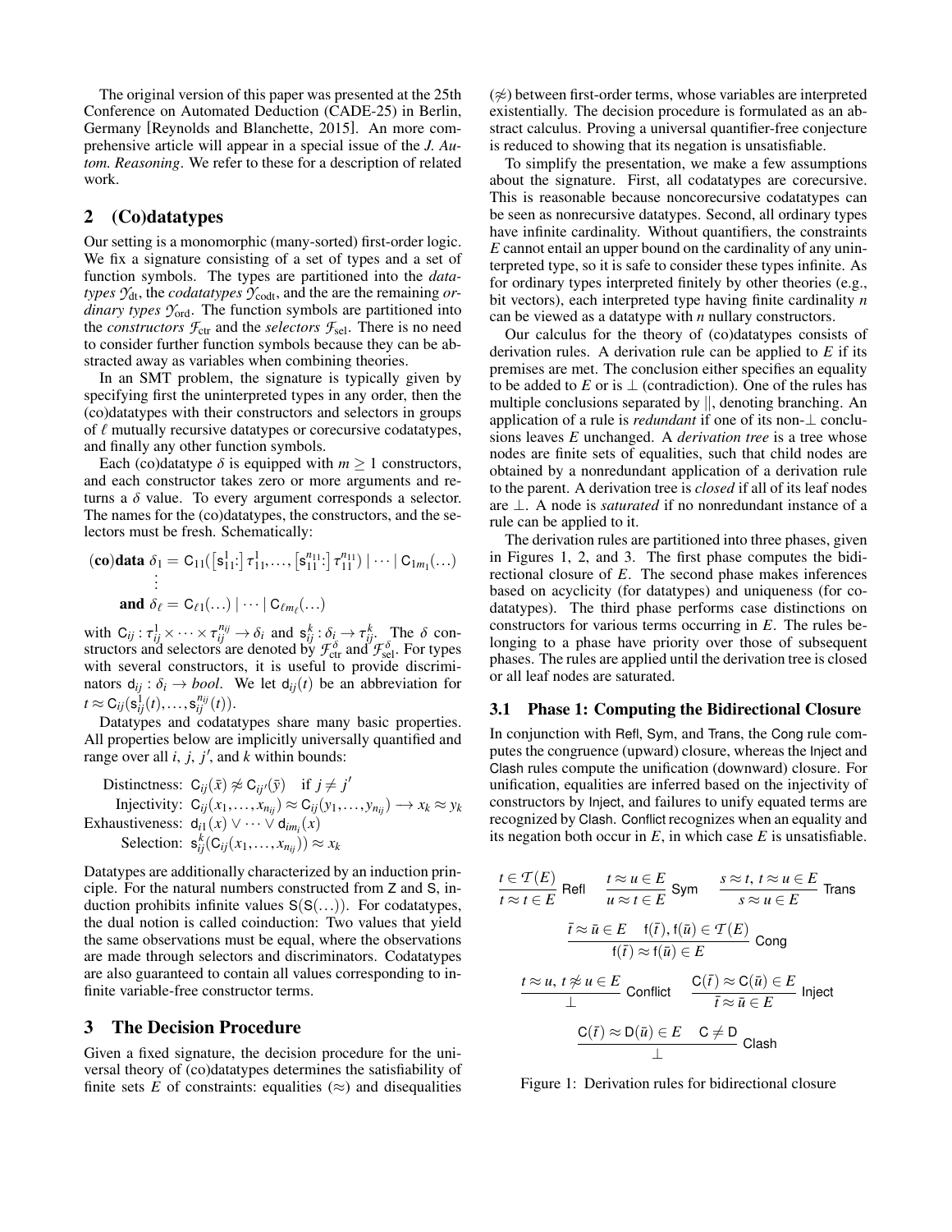The original version of this paper was presented at the 25th Conference on Automated Deduction (CADE-25) in Berlin, Germany [Reynolds and Blanchette, 2015]. An more comprehensive article will appear in a special issue of the *J. Autom. Reasoning*. We refer to these for a description of related work.

## 2 (Co)datatypes

Our setting is a monomorphic (many-sorted) first-order logic. We fix a signature consisting of a set of types and a set of function symbols. The types are partitioned into the *datatypes* $\mathcal{Y}_{\text{dt}}$, the *codatatypes* $\mathcal{Y}_{\text{codt}}$, and the are the remaining *ordinary types* $\mathcal{Y}_{\text{ord}}$. The function symbols are partitioned into the *constructors* $\mathcal{F}_{\text{ctr}}$ and the *selectors* $\mathcal{F}_{\text{sel}}$. There is no need to consider further function symbols because they can be abstracted away as variables when combining theories.

In an SMT problem, the signature is typically given by specifying first the uninterpreted types in any order, then the (co)datatypes with their constructors and selectors in groups of $\ell$ mutually recursive datatypes or corecursive codatatypes, and finally any other function symbols.

Each (co)datatype $\delta$ is equipped with $m \geq 1$ constructors, and each constructor takes zero or more arguments and returns a $\delta$ value. To every argument corresponds a selector. The names for the (co)datatypes, the constructors, and the selectors must be fresh. Schematically:

$$
\begin{aligned}
\textbf{(co)data } \delta_1 &= \mathsf{C}_{11}([\mathsf{s}_{11}^{1}:]\,\tau_{11}^{1},\ldots,[\mathsf{s}_{11}^{n_{11}}:]\,\tau_{11}^{n_{11}}) \mid \cdots \mid \mathsf{C}_{1m_1}(\ldots)\\
&\ \ \vdots\\
\textbf{and } \delta_\ell &= \mathsf{C}_{\ell 1}(\ldots) \mid \cdots \mid \mathsf{C}_{\ell m_\ell}(\ldots)
\end{aligned}
$$

with $\mathsf{C}_{ij} : \tau_{ij}^{1} \times \cdots \times \tau_{ij}^{n_{ij}} \to \delta_i$ and $\mathsf{s}_{ij}^{k} : \delta_i \to \tau_{ij}^{k}$. The $\delta$ constructors and selectors are denoted by $\mathcal{F}_{\text{ctr}}^{\delta}$ and $\mathcal{F}_{\text{sel}}^{\delta}$. For types with several constructors, it is useful to provide discriminators $\mathsf{d}_{ij} : \delta_i \to \mathit{bool}$. We let $\mathsf{d}_{ij}(t)$ be an abbreviation for $t \approx \mathsf{C}_{ij}(\mathsf{s}_{ij}^{1}(t),\ldots,\mathsf{s}_{ij}^{n_{ij}}(t))$.

Datatypes and codatatypes share many basic properties. All properties below are implicitly universally quantified and range over all $i$, $j$, $j'$, and $k$ within bounds:

$$
\begin{aligned}
\text{Distinctness: } & \mathsf{C}_{ij}(\bar{x}) \not\approx \mathsf{C}_{ij'}(\bar{y}) \quad \text{if } j \neq j'\\
\text{Injectivity: } & \mathsf{C}_{ij}(x_1,\ldots,x_{n_{ij}}) \approx \mathsf{C}_{ij}(y_1,\ldots,y_{n_{ij}}) \longrightarrow x_k \approx y_k\\
\text{Exhaustiveness: } & \mathsf{d}_{i1}(x) \vee \cdots \vee \mathsf{d}_{im_i}(x)\\
\text{Selection: } & \mathsf{s}_{ij}^{k}(\mathsf{C}_{ij}(x_1,\ldots,x_{n_{ij}})) \approx x_k
\end{aligned}
$$

Datatypes are additionally characterized by an induction principle. For the natural numbers constructed from $\mathsf{Z}$ and $\mathsf{S}$, induction prohibits infinite values $\mathsf{S}(\mathsf{S}(\ldots))$. For codatatypes, the dual notion is called coinduction: Two values that yield the same observations must be equal, where the observations are made through selectors and discriminators. Codatatypes are also guaranteed to contain all values corresponding to infinite variable-free constructor terms.

## 3 The Decision Procedure

Given a fixed signature, the decision procedure for the universal theory of (co)datatypes determines the satisfiability of finite sets $E$ of constraints: equalities ($\approx$) and disequalities ($\not\approx$) between first-order terms, whose variables are interpreted existentially. The decision procedure is formulated as an abstract calculus. Proving a universal quantifier-free conjecture is reduced to showing that its negation is unsatisfiable.

To simplify the presentation, we make a few assumptions about the signature. First, all codatatypes are corecursive. This is reasonable because noncorecursive codatatypes can be seen as nonrecursive datatypes. Second, all ordinary types have infinite cardinality. Without quantifiers, the constraints $E$ cannot entail an upper bound on the cardinality of any uninterpreted type, so it is safe to consider these types infinite. As for ordinary types interpreted finitely by other theories (e.g., bit vectors), each interpreted type having finite cardinality $n$ can be viewed as a datatype with $n$ nullary constructors.

Our calculus for the theory of (co)datatypes consists of derivation rules. A derivation rule can be applied to $E$ if its premises are met. The conclusion either specifies an equality to be added to $E$ or is $\bot$ (contradiction). One of the rules has multiple conclusions separated by $\|$, denoting branching. An application of a rule is *redundant* if one of its non-$\bot$ conclusions leaves $E$ unchanged. A *derivation tree* is a tree whose nodes are finite sets of equalities, such that child nodes are obtained by a nonredundant application of a derivation rule to the parent. A derivation tree is *closed* if all of its leaf nodes are $\bot$. A node is *saturated* if no nonredundant instance of a rule can be applied to it.

The derivation rules are partitioned into three phases, given in Figures 1, 2, and 3. The first phase computes the bidirectional closure of $E$. The second phase makes inferences based on acyclicity (for datatypes) and uniqueness (for codatatypes). The third phase performs case distinctions on constructors for various terms occurring in $E$. The rules belonging to a phase have priority over those of subsequent phases. The rules are applied until the derivation tree is closed or all leaf nodes are saturated.

### 3.1 Phase 1: Computing the Bidirectional Closure

In conjunction with Refl, Sym, and Trans, the Cong rule computes the congruence (upward) closure, whereas the Inject and Clash rules compute the unification (downward) closure. For unification, equalities are inferred based on the injectivity of constructors by Inject, and failures to unify equated terms are recognized by Clash. Conflict recognizes when an equality and its negation both occur in $E$, in which case $E$ is unsatisfiable.

$$
\frac{t \in \mathcal{T}(E)}{t \approx t \in E}\ \textsf{Refl}
\qquad
\frac{t \approx u \in E}{u \approx t \in E}\ \textsf{Sym}
\qquad
\frac{s \approx t,\ t \approx u \in E}{s \approx u \in E}\ \textsf{Trans}
$$

$$
\frac{\bar{t} \approx \bar{u} \in E \quad \mathsf{f}(\bar{t}), \mathsf{f}(\bar{u}) \in \mathcal{T}(E)}{\mathsf{f}(\bar{t}) \approx \mathsf{f}(\bar{u}) \in E}\ \textsf{Cong}
$$

$$
\frac{t \approx u,\ t \not\approx u \in E}{\bot}\ \textsf{Conflict}
\qquad
\frac{\mathsf{C}(\bar{t}) \approx \mathsf{C}(\bar{u}) \in E}{\bar{t} \approx \bar{u} \in E}\ \textsf{Inject}
$$

$$
\frac{\mathsf{C}(\bar{t}) \approx \mathsf{D}(\bar{u}) \in E \quad \mathsf{C} \neq \mathsf{D}}{\bot}\ \textsf{Clash}
$$

Figure 1: Derivation rules for bidirectional closure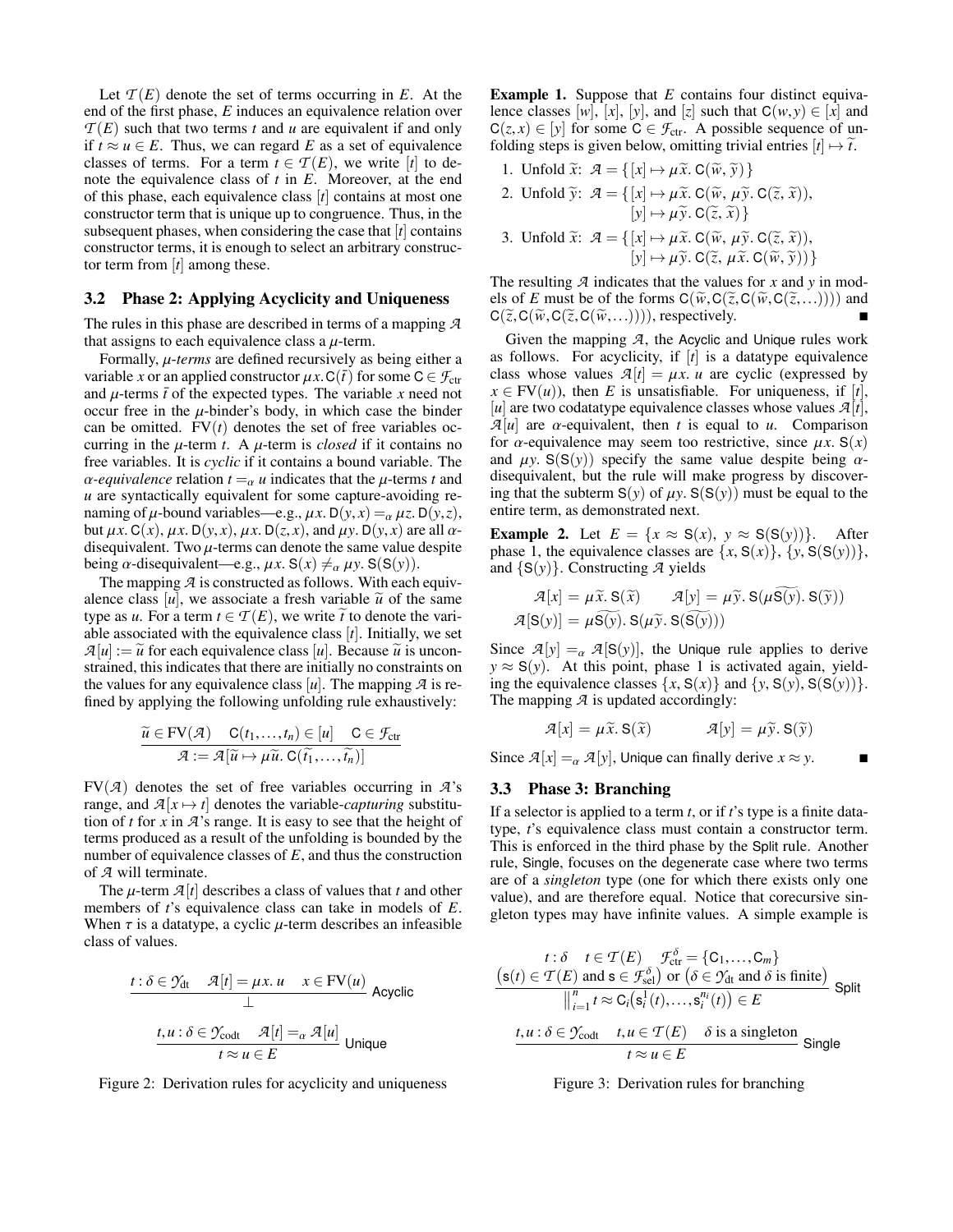Let $\mathcal{T}(E)$ denote the set of terms occurring in $E$. At the end of the first phase, $E$ induces an equivalence relation over $\mathcal{T}(E)$ such that two terms $t$ and $u$ are equivalent if and only if $t \approx u \in E$. Thus, we can regard $E$ as a set of equivalence classes of terms. For a term $t \in \mathcal{T}(E)$, we write $[t]$ to denote the equivalence class of $t$ in $E$. Moreover, at the end of this phase, each equivalence class $[t]$ contains at most one constructor term that is unique up to congruence. Thus, in the subsequent phases, when considering the case that $[t]$ contains constructor terms, it is enough to select an arbitrary constructor term from $[t]$ among these.

### 3.2 Phase 2: Applying Acyclicity and Uniqueness

The rules in this phase are described in terms of a mapping $\mathcal{A}$ that assigns to each equivalence class a $\mu$-term.

Formally, *$\mu$-terms* are defined recursively as being either a variable $x$ or an applied constructor $\mu x.\, \mathsf{C}(\bar{t})$ for some $\mathsf{C} \in \mathcal{F}_{\text{ctr}}$ and $\mu$-terms $\bar{t}$ of the expected types. The variable $x$ need not occur free in the $\mu$-binder's body, in which case the binder can be omitted. $\text{FV}(t)$ denotes the set of free variables occurring in the $\mu$-term $t$. A $\mu$-term is *closed* if it contains no free variables. It is *cyclic* if it contains a bound variable. The *$\alpha$-equivalence* relation $t =_\alpha u$ indicates that the $\mu$-terms $t$ and $u$ are syntactically equivalent for some capture-avoiding renaming of $\mu$-bound variables—e.g., $\mu x.\, \mathsf{D}(y,x) =_\alpha \mu z.\, \mathsf{D}(y,z)$, but $\mu x.\, \mathsf{C}(x)$, $\mu x.\, \mathsf{D}(y,x)$, $\mu x.\, \mathsf{D}(z,x)$, and $\mu y.\, \mathsf{D}(y,x)$ are all $\alpha$-disequivalent. Two $\mu$-terms can denote the same value despite being $\alpha$-disequivalent—e.g., $\mu x.\, \mathsf{S}(x) \neq_\alpha \mu y.\, \mathsf{S}(\mathsf{S}(y))$.

The mapping $\mathcal{A}$ is constructed as follows. With each equivalence class $[u]$, we associate a fresh variable $\widetilde{u}$ of the same type as $u$. For a term $t \in \mathcal{T}(E)$, we write $\widetilde{t}$ to denote the variable associated with the equivalence class $[t]$. Initially, we set $\mathcal{A}[u] := \widetilde{u}$ for each equivalence class $[u]$. Because $\widetilde{u}$ is unconstrained, this indicates that there are initially no constraints on the values for any equivalence class $[u]$. The mapping $\mathcal{A}$ is refined by applying the following unfolding rule exhaustively:

$$\frac{\widetilde{u} \in \text{FV}(\mathcal{A}) \quad \mathsf{C}(t_1,\ldots,t_n) \in [u] \quad \mathsf{C} \in \mathcal{F}_{\text{ctr}}}{\mathcal{A} := \mathcal{A}[\widetilde{u} \mapsto \mu\widetilde{u}.\, \mathsf{C}(\widetilde{t_1},\ldots,\widetilde{t_n})]}$$

$\text{FV}(\mathcal{A})$ denotes the set of free variables occurring in $\mathcal{A}$'s range, and $\mathcal{A}[x \mapsto t]$ denotes the variable-*capturing* substitution of $t$ for $x$ in $\mathcal{A}$'s range. It is easy to see that the height of terms produced as a result of the unfolding is bounded by the number of equivalence classes of $E$, and thus the construction of $\mathcal{A}$ will terminate.

The $\mu$-term $\mathcal{A}[t]$ describes a class of values that $t$ and other members of $t$'s equivalence class can take in models of $E$. When $\tau$ is a datatype, a cyclic $\mu$-term describes an infeasible class of values.

$$\frac{t : \delta \in \mathcal{Y}_{\text{dt}} \quad \mathcal{A}[t] = \mu x.\, u \quad x \in \text{FV}(u)}{\bot}\ \textsf{Acyclic}$$

$$\frac{t,u : \delta \in \mathcal{Y}_{\text{codt}} \quad \mathcal{A}[t] =_\alpha \mathcal{A}[u]}{t \approx u \in E}\ \textsf{Unique}$$

Figure 2: Derivation rules for acyclicity and uniqueness

**Example 1.** Suppose that $E$ contains four distinct equivalence classes $[w]$, $[x]$, $[y]$, and $[z]$ such that $\mathsf{C}(w,y) \in [x]$ and $\mathsf{C}(z,x) \in [y]$ for some $\mathsf{C} \in \mathcal{F}_{\text{ctr}}$. A possible sequence of unfolding steps is given below, omitting trivial entries $[t] \mapsto \widetilde{t}$.

1. Unfold $\widetilde{x}$: $\mathcal{A} = \{\, [x] \mapsto \mu\widetilde{x}.\, \mathsf{C}(\widetilde{w}, \widetilde{y}) \,\}$
2. Unfold $\widetilde{y}$: $\mathcal{A} = \{\, [x] \mapsto \mu\widetilde{x}.\, \mathsf{C}(\widetilde{w}, \mu\widetilde{y}.\, \mathsf{C}(\widetilde{z}, \widetilde{x})),$ $[y] \mapsto \mu\widetilde{y}.\, \mathsf{C}(\widetilde{z}, \widetilde{x}) \,\}$
3. Unfold $\widetilde{x}$: $\mathcal{A} = \{\, [x] \mapsto \mu\widetilde{x}.\, \mathsf{C}(\widetilde{w}, \mu\widetilde{y}.\, \mathsf{C}(\widetilde{z}, \widetilde{x})),$ $[y] \mapsto \mu\widetilde{y}.\, \mathsf{C}(\widetilde{z}, \mu\widetilde{x}.\, \mathsf{C}(\widetilde{w}, \widetilde{y})) \,\}$

The resulting $\mathcal{A}$ indicates that the values for $x$ and $y$ in models of $E$ must be of the forms $\mathsf{C}(\widetilde{w}, \mathsf{C}(\widetilde{z}, \mathsf{C}(\widetilde{w}, \mathsf{C}(\widetilde{z}, \ldots))))$ and $\mathsf{C}(\widetilde{z}, \mathsf{C}(\widetilde{w}, \mathsf{C}(\widetilde{z}, \mathsf{C}(\widetilde{w}, \ldots))))$, respectively. ∎

Given the mapping $\mathcal{A}$, the Acyclic and Unique rules work as follows. For acyclicity, if $[t]$ is a datatype equivalence class whose values $\mathcal{A}[t] = \mu x.\, u$ are cyclic (expressed by $x \in \text{FV}(u)$), then $E$ is unsatisfiable. For uniqueness, if $[t]$, $[u]$ are two codatatype equivalence classes whose values $\mathcal{A}[t]$, $\mathcal{A}[u]$ are $\alpha$-equivalent, then $t$ is equal to $u$. Comparison for $\alpha$-equivalence may seem too restrictive, since $\mu x.\, \mathsf{S}(x)$ and $\mu y.\, \mathsf{S}(\mathsf{S}(y))$ specify the same value despite being $\alpha$-disequivalent, but the rule will make progress by discovering that the subterm $\mathsf{S}(y)$ of $\mu y.\, \mathsf{S}(\mathsf{S}(y))$ must be equal to the entire term, as demonstrated next.

**Example 2.** Let $E = \{x \approx \mathsf{S}(x),\ y \approx \mathsf{S}(\mathsf{S}(y))\}$. After phase 1, the equivalence classes are $\{x, \mathsf{S}(x)\}$, $\{y, \mathsf{S}(\mathsf{S}(y))\}$, and $\{\mathsf{S}(y)\}$. Constructing $\mathcal{A}$ yields

$$\mathcal{A}[x] = \mu\widetilde{x}.\, \mathsf{S}(\widetilde{x}) \qquad \mathcal{A}[y] = \mu\widetilde{y}.\, \mathsf{S}(\mu\widetilde{\mathsf{S}(y)}.\, \mathsf{S}(\widetilde{y}))$$
$$\mathcal{A}[\mathsf{S}(y)] = \mu\widetilde{\mathsf{S}(y)}.\, \mathsf{S}(\mu\widetilde{y}.\, \mathsf{S}(\widetilde{\mathsf{S}(y)}))$$

Since $\mathcal{A}[y] =_\alpha \mathcal{A}[\mathsf{S}(y)]$, the Unique rule applies to derive $y \approx \mathsf{S}(y)$. At this point, phase 1 is activated again, yielding the equivalence classes $\{x, \mathsf{S}(x)\}$ and $\{y, \mathsf{S}(y), \mathsf{S}(\mathsf{S}(y))\}$. The mapping $\mathcal{A}$ is updated accordingly:

$$\mathcal{A}[x] = \mu\widetilde{x}.\, \mathsf{S}(\widetilde{x}) \qquad \mathcal{A}[y] = \mu\widetilde{y}.\, \mathsf{S}(\widetilde{y})$$

Since $\mathcal{A}[x] =_\alpha \mathcal{A}[y]$, Unique can finally derive $x \approx y$. ∎

### 3.3 Phase 3: Branching

If a selector is applied to a term $t$, or if $t$'s type is a finite datatype, $t$'s equivalence class must contain a constructor term. This is enforced in the third phase by the Split rule. Another rule, Single, focuses on the degenerate case where two terms are of a *singleton* type (one for which there exists only one value), and are therefore equal. Notice that corecursive singleton types may have infinite values. A simple example is

$$\frac{t : \delta \quad t \in \mathcal{T}(E) \quad \mathcal{F}^{\delta}_{\text{ctr}} = \{\mathsf{C}_1,\ldots,\mathsf{C}_m\} \quad \big(\mathsf{s}(t) \in \mathcal{T}(E) \text{ and } \mathsf{s} \in \mathcal{F}^{\delta}_{\text{sel}}\big) \text{ or } \big(\delta \in \mathcal{Y}_{\text{dt}} \text{ and } \delta \text{ is finite}\big)}{\big\Vert_{i=1}^{n}\, t \approx \mathsf{C}_i\big(\mathsf{s}_i^1(t),\ldots,\mathsf{s}_i^{n_i}(t)\big) \in E}\ \textsf{Split}$$

$$\frac{t,u : \delta \in \mathcal{Y}_{\text{codt}} \quad t,u \in \mathcal{T}(E) \quad \delta \text{ is a singleton}}{t \approx u \in E}\ \textsf{Single}$$

Figure 3: Derivation rules for branching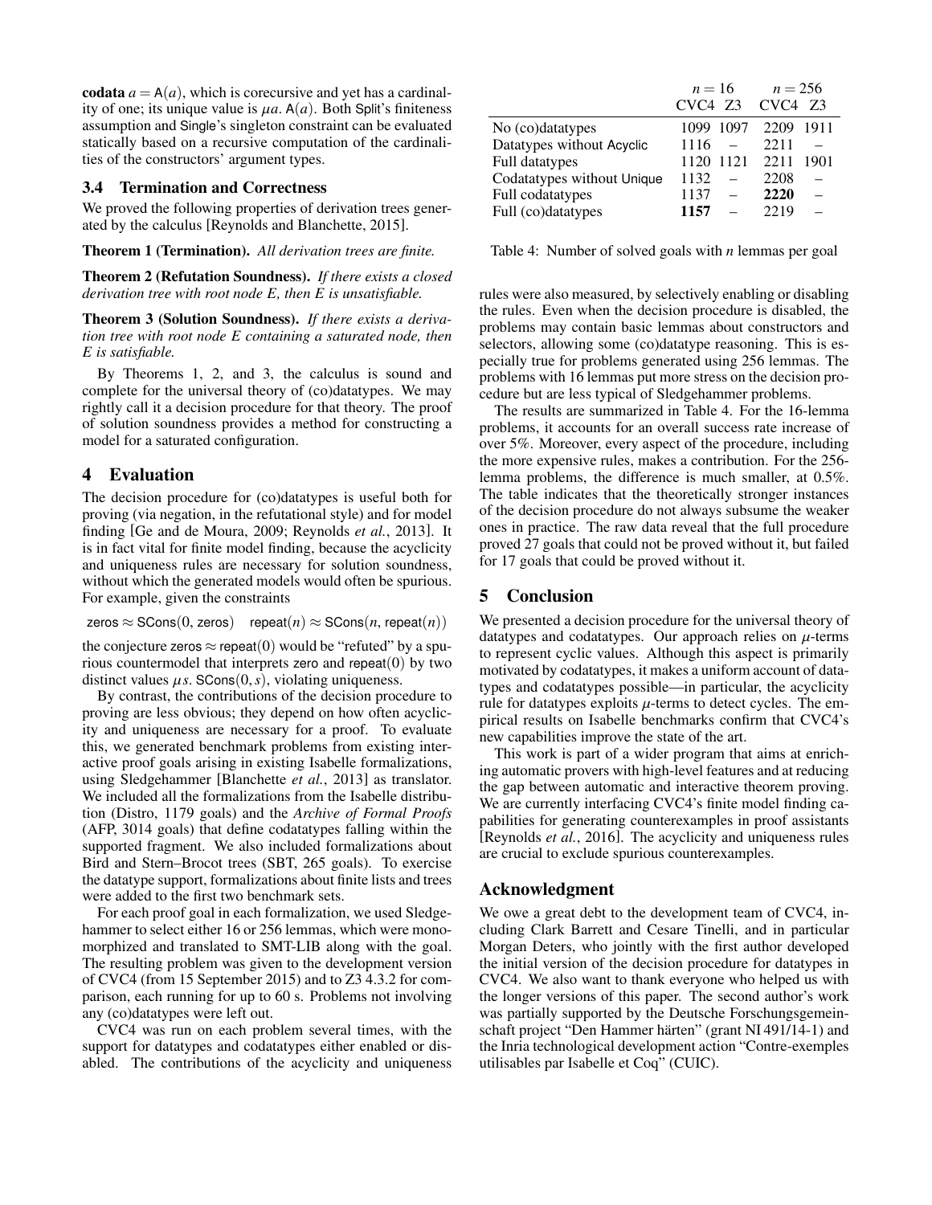**codata** $a = \mathsf{A}(a)$, which is corecursive and yet has a cardinality of one; its unique value is $\mu a.\, \mathsf{A}(a)$. Both Split's finiteness assumption and Single's singleton constraint can be evaluated statically based on a recursive computation of the cardinalities of the constructors' argument types.

### 3.4 Termination and Correctness

We proved the following properties of derivation trees generated by the calculus [Reynolds and Blanchette, 2015].

**Theorem 1 (Termination).** *All derivation trees are finite.*

**Theorem 2 (Refutation Soundness).** *If there exists a closed derivation tree with root node E, then E is unsatisfiable.*

**Theorem 3 (Solution Soundness).** *If there exists a derivation tree with root node E containing a saturated node, then E is satisfiable.*

By Theorems 1, 2, and 3, the calculus is sound and complete for the universal theory of (co)datatypes. We may rightly call it a decision procedure for that theory. The proof of solution soundness provides a method for constructing a model for a saturated configuration.

## 4 Evaluation

The decision procedure for (co)datatypes is useful both for proving (via negation, in the refutational style) and for model finding [Ge and de Moura, 2009; Reynolds *et al.*, 2013]. It is in fact vital for finite model finding, because the acyclicity and uniqueness rules are necessary for solution soundness, without which the generated models would often be spurious. For example, given the constraints

$$\mathsf{zeros} \approx \mathsf{SCons}(0, \mathsf{zeros}) \quad \mathsf{repeat}(n) \approx \mathsf{SCons}(n, \mathsf{repeat}(n))$$

the conjecture $\mathsf{zeros} \approx \mathsf{repeat}(0)$ would be "refuted" by a spurious countermodel that interprets zero and $\mathsf{repeat}(0)$ by two distinct values $\mu s.\, \mathsf{SCons}(0, s)$, violating uniqueness.

By contrast, the contributions of the decision procedure to proving are less obvious; they depend on how often acyclicity and uniqueness are necessary for a proof. To evaluate this, we generated benchmark problems from existing interactive proof goals arising in existing Isabelle formalizations, using Sledgehammer [Blanchette *et al.*, 2013] as translator. We included all the formalizations from the Isabelle distribution (Distro, 1179 goals) and the *Archive of Formal Proofs* (AFP, 3014 goals) that define codatatypes falling within the supported fragment. We also included formalizations about Bird and Stern–Brocot trees (SBT, 265 goals). To exercise the datatype support, formalizations about finite lists and trees were added to the first two benchmark sets.

For each proof goal in each formalization, we used Sledgehammer to select either 16 or 256 lemmas, which were monomorphized and translated to SMT-LIB along with the goal. The resulting problem was given to the development version of CVC4 (from 15 September 2015) and to Z3 4.3.2 for comparison, each running for up to 60 s. Problems not involving any (co)datatypes were left out.

CVC4 was run on each problem several times, with the support for datatypes and codatatypes either enabled or disabled. The contributions of the acyclicity and uniqueness rules were also measured, by selectively enabling or disabling the rules. Even when the decision procedure is disabled, the problems may contain basic lemmas about constructors and selectors, allowing some (co)datatype reasoning. This is especially true for problems generated using 256 lemmas. The problems with 16 lemmas put more stress on the decision procedure but are less typical of Sledgehammer problems.

| | $n = 16$ | | $n = 256$ | |
|---|---|---|---|---|
| | CVC4 | Z3 | CVC4 | Z3 |
| No (co)datatypes | 1099 | 1097 | 2209 | 1911 |
| Datatypes without Acyclic | 1116 | – | 2211 | – |
| Full datatypes | 1120 | 1121 | 2211 | 1901 |
| Codatatypes without Unique | 1132 | – | 2208 | – |
| Full codatatypes | 1137 | – | **2220** | – |
| Full (co)datatypes | **1157** | – | 2219 | – |

Table 4: Number of solved goals with *n* lemmas per goal

The results are summarized in Table 4. For the 16-lemma problems, it accounts for an overall success rate increase of over 5%. Moreover, every aspect of the procedure, including the more expensive rules, makes a contribution. For the 256-lemma problems, the difference is much smaller, at 0.5%. The table indicates that the theoretically stronger instances of the decision procedure do not always subsume the weaker ones in practice. The raw data reveal that the full procedure proved 27 goals that could not be proved without it, but failed for 17 goals that could be proved without it.

## 5 Conclusion

We presented a decision procedure for the universal theory of datatypes and codatatypes. Our approach relies on $\mu$-terms to represent cyclic values. Although this aspect is primarily motivated by codatatypes, it makes a uniform account of datatypes and codatatypes possible—in particular, the acyclicity rule for datatypes exploits $\mu$-terms to detect cycles. The empirical results on Isabelle benchmarks confirm that CVC4's new capabilities improve the state of the art.

This work is part of a wider program that aims at enriching automatic provers with high-level features and at reducing the gap between automatic and interactive theorem proving. We are currently interfacing CVC4's finite model finding capabilities for generating counterexamples in proof assistants [Reynolds *et al.*, 2016]. The acyclicity and uniqueness rules are crucial to exclude spurious counterexamples.

## Acknowledgment

We owe a great debt to the development team of CVC4, including Clark Barrett and Cesare Tinelli, and in particular Morgan Deters, who jointly with the first author developed the initial version of the decision procedure for datatypes in CVC4. We also want to thank everyone who helped us with the longer versions of this paper. The second author's work was partially supported by the Deutsche Forschungsgemeinschaft project "Den Hammer härten" (grant NI 491/14-1) and the Inria technological development action "Contre-exemples utilisables par Isabelle et Coq" (CUIC).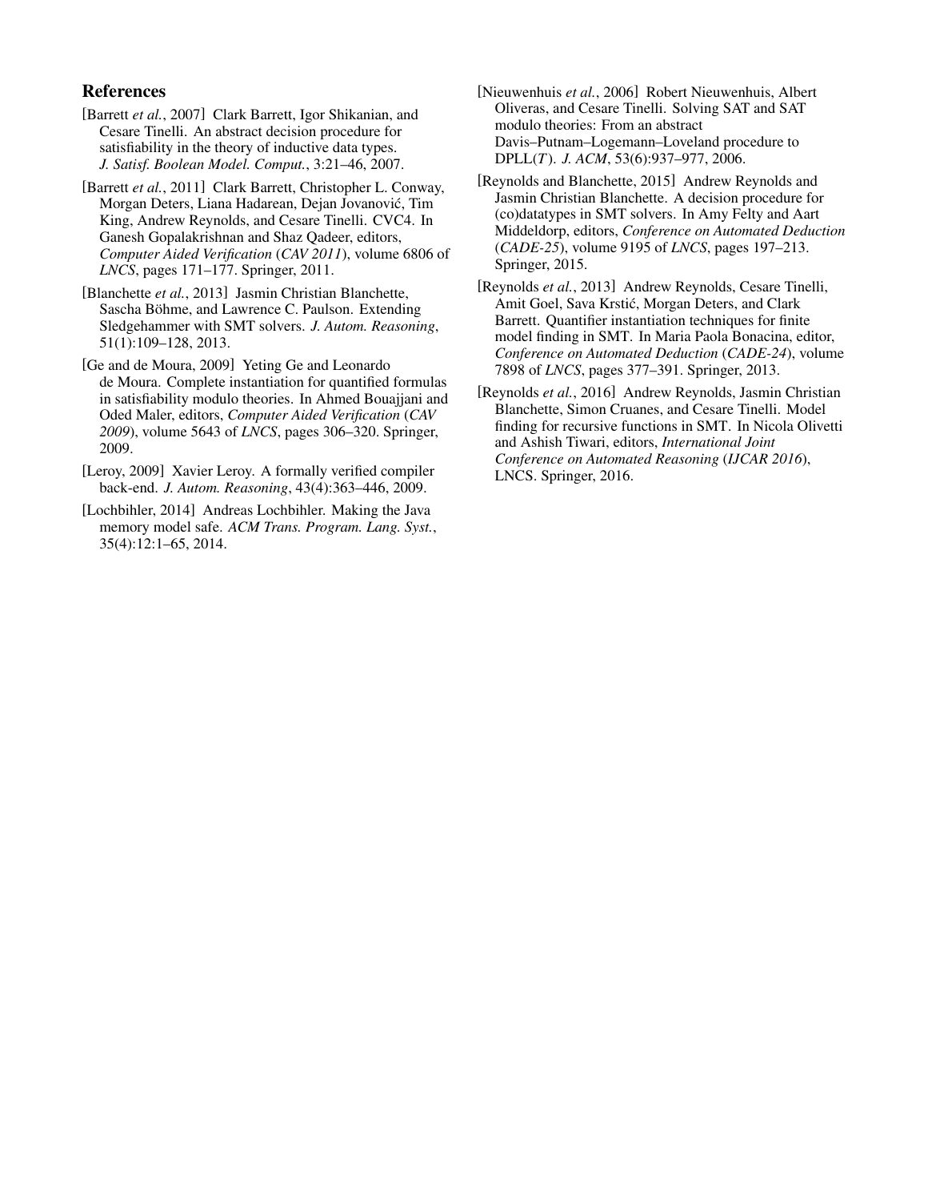## References

[Barrett *et al.*, 2007] Clark Barrett, Igor Shikanian, and Cesare Tinelli. An abstract decision procedure for satisfiability in the theory of inductive data types. *J. Satisf. Boolean Model. Comput.*, 3:21–46, 2007.

[Barrett *et al.*, 2011] Clark Barrett, Christopher L. Conway, Morgan Deters, Liana Hadarean, Dejan Jovanović, Tim King, Andrew Reynolds, and Cesare Tinelli. CVC4. In Ganesh Gopalakrishnan and Shaz Qadeer, editors, *Computer Aided Verification* (*CAV 2011*), volume 6806 of *LNCS*, pages 171–177. Springer, 2011.

[Blanchette *et al.*, 2013] Jasmin Christian Blanchette, Sascha Böhme, and Lawrence C. Paulson. Extending Sledgehammer with SMT solvers. *J. Autom. Reasoning*, 51(1):109–128, 2013.

[Ge and de Moura, 2009] Yeting Ge and Leonardo de Moura. Complete instantiation for quantified formulas in satisfiability modulo theories. In Ahmed Bouajjani and Oded Maler, editors, *Computer Aided Verification* (*CAV 2009*), volume 5643 of *LNCS*, pages 306–320. Springer, 2009.

[Leroy, 2009] Xavier Leroy. A formally verified compiler back-end. *J. Autom. Reasoning*, 43(4):363–446, 2009.

[Lochbihler, 2014] Andreas Lochbihler. Making the Java memory model safe. *ACM Trans. Program. Lang. Syst.*, 35(4):12:1–65, 2014.

[Nieuwenhuis *et al.*, 2006] Robert Nieuwenhuis, Albert Oliveras, and Cesare Tinelli. Solving SAT and SAT modulo theories: From an abstract Davis–Putnam–Logemann–Loveland procedure to DPLL($T$). *J. ACM*, 53(6):937–977, 2006.

[Reynolds and Blanchette, 2015] Andrew Reynolds and Jasmin Christian Blanchette. A decision procedure for (co)datatypes in SMT solvers. In Amy Felty and Aart Middeldorp, editors, *Conference on Automated Deduction* (*CADE-25*), volume 9195 of *LNCS*, pages 197–213. Springer, 2015.

[Reynolds *et al.*, 2013] Andrew Reynolds, Cesare Tinelli, Amit Goel, Sava Krstić, Morgan Deters, and Clark Barrett. Quantifier instantiation techniques for finite model finding in SMT. In Maria Paola Bonacina, editor, *Conference on Automated Deduction* (*CADE-24*), volume 7898 of *LNCS*, pages 377–391. Springer, 2013.

[Reynolds *et al.*, 2016] Andrew Reynolds, Jasmin Christian Blanchette, Simon Cruanes, and Cesare Tinelli. Model finding for recursive functions in SMT. In Nicola Olivetti and Ashish Tiwari, editors, *International Joint Conference on Automated Reasoning* (*IJCAR 2016*), LNCS. Springer, 2016.